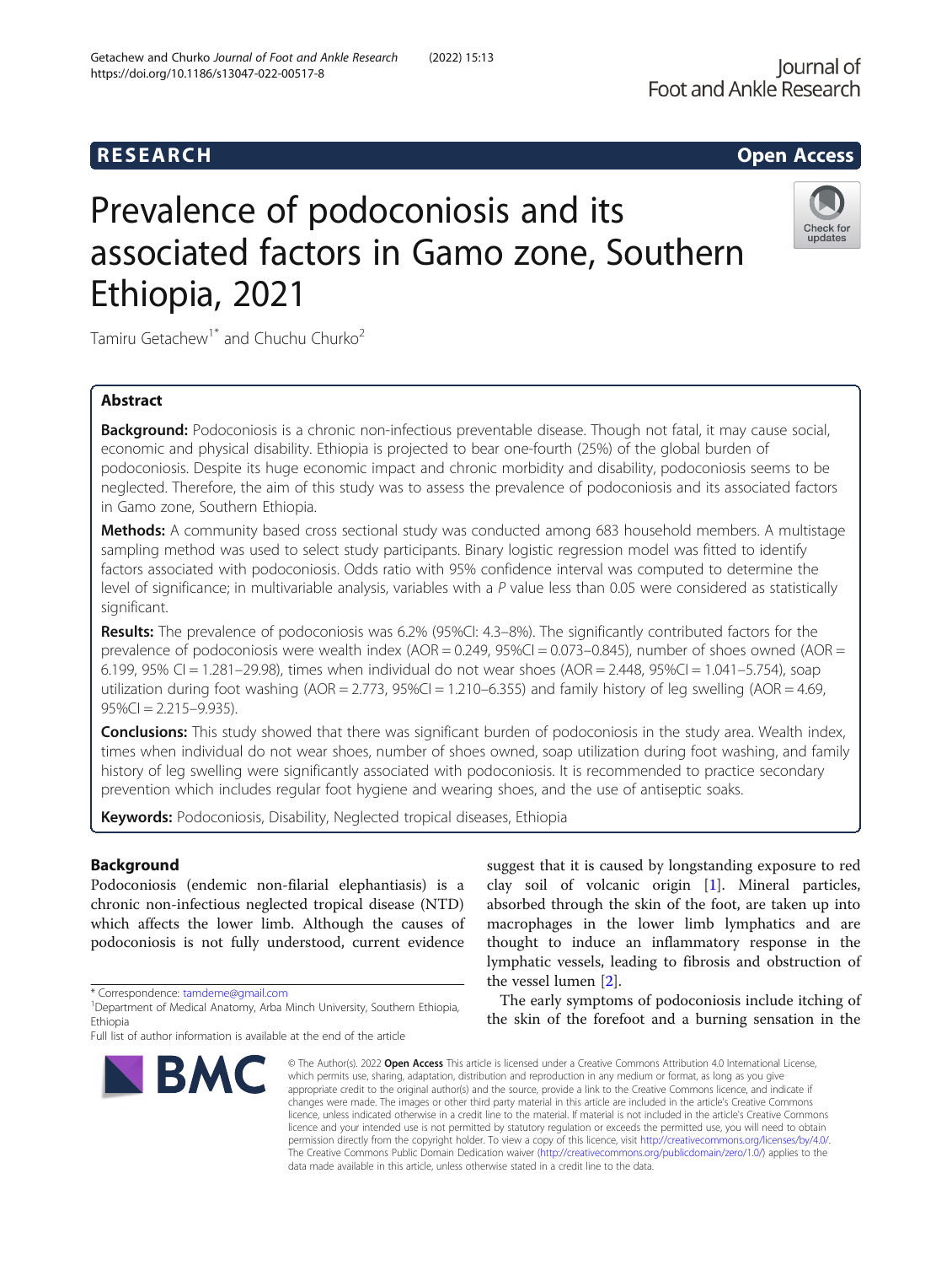RESEARCH Open Access

# Prevalence of podoconiosis and its associated factors in Gamo zone, Southern Ethiopia, 2021

Tamiru Getachew[1*] and Chuchu Churko[2]

## Abstract

**Background:** Podoconiosis is a chronic non-infectious preventable disease. Though not fatal, it may cause social, economic and physical disability. Ethiopia is projected to bear one-fourth (25%) of the global burden of podoconiosis. Despite its huge economic impact and chronic morbidity and disability, podoconiosis seems to be neglected. Therefore, the aim of this study was to assess the prevalence of podoconiosis and its associated factors in Gamo zone, Southern Ethiopia.

**Methods:** A community based cross sectional study was conducted among 683 household members. A multistage sampling method was used to select study participants. Binary logistic regression model was fitted to identify factors associated with podoconiosis. Odds ratio with 95% confidence interval was computed to determine the level of significance; in multivariable analysis, variables with a *P* value less than 0.05 were considered as statistically significant.

**Results:** The prevalence of podoconiosis was 6.2% (95%CI: 4.3–8%). The significantly contributed factors for the prevalence of podoconiosis were wealth index (AOR = 0.249, 95%CI = 0.073–0.845), number of shoes owned (AOR = 6.199, 95% CI = 1.281–29.98), times when individual do not wear shoes (AOR = 2.448, 95%CI = 1.041–5.754), soap utilization during foot washing (AOR = 2.773, 95%CI = 1.210–6.355) and family history of leg swelling (AOR = 4.69, 95%CI = 2.215–9.935).

**Conclusions:** This study showed that there was significant burden of podoconiosis in the study area. Wealth index, times when individual do not wear shoes, number of shoes owned, soap utilization during foot washing, and family history of leg swelling were significantly associated with podoconiosis. It is recommended to practice secondary prevention which includes regular foot hygiene and wearing shoes, and the use of antiseptic soaks.

**Keywords:** Podoconiosis, Disability, Neglected tropical diseases, Ethiopia

## Background

Podoconiosis (endemic non-filarial elephantiasis) is a chronic non-infectious neglected tropical disease (NTD) which affects the lower limb. Although the causes of podoconiosis is not fully understood, current evidence suggest that it is caused by longstanding exposure to red clay soil of volcanic origin [1]. Mineral particles, absorbed through the skin of the foot, are taken up into macrophages in the lower limb lymphatics and are thought to induce an inflammatory response in the lymphatic vessels, leading to fibrosis and obstruction of the vessel lumen [2].

The early symptoms of podoconiosis include itching of the skin of the forefoot and a burning sensation in the

\* Correspondence: tamdeme@gmail.com

[1]Department of Medical Anatomy, Arba Minch University, Southern Ethiopia, Ethiopia

Full list of author information is available at the end of the article

© The Author(s). 2022 **Open Access** This article is licensed under a Creative Commons Attribution 4.0 International License, which permits use, sharing, adaptation, distribution and reproduction in any medium or format, as long as you give appropriate credit to the original author(s) and the source, provide a link to the Creative Commons licence, and indicate if changes were made. The images or other third party material in this article are included in the article's Creative Commons licence, unless indicated otherwise in a credit line to the material. If material is not included in the article's Creative Commons licence and your intended use is not permitted by statutory regulation or exceeds the permitted use, you will need to obtain permission directly from the copyright holder. To view a copy of this licence, visit http://creativecommons.org/licenses/by/4.0/. The Creative Commons Public Domain Dedication waiver (http://creativecommons.org/publicdomain/zero/1.0/) applies to the data made available in this article, unless otherwise stated in a credit line to the data.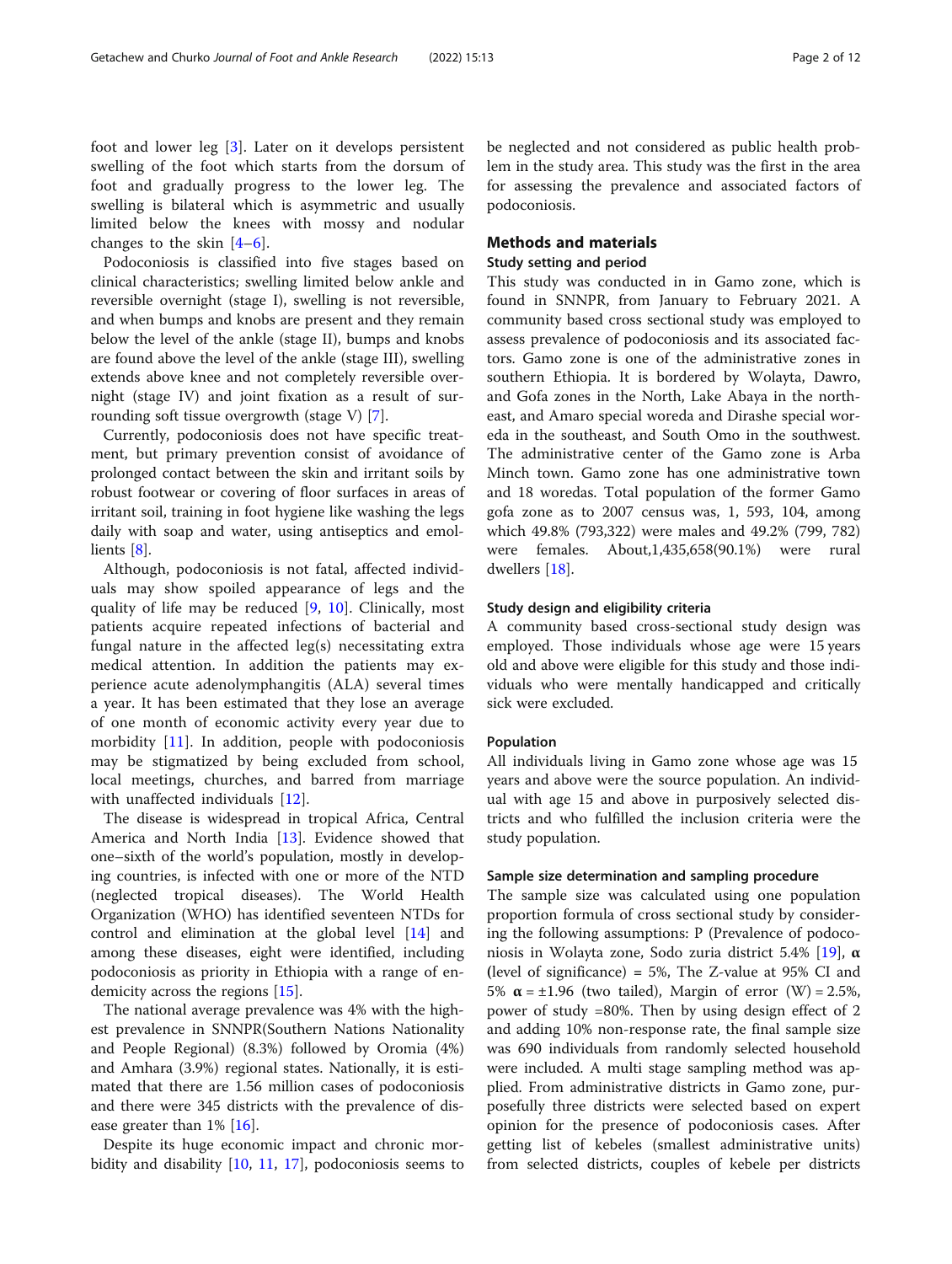foot and lower leg [3]. Later on it develops persistent swelling of the foot which starts from the dorsum of foot and gradually progress to the lower leg. The swelling is bilateral which is asymmetric and usually limited below the knees with mossy and nodular changes to the skin [4–6].

Podoconiosis is classified into five stages based on clinical characteristics; swelling limited below ankle and reversible overnight (stage I), swelling is not reversible, and when bumps and knobs are present and they remain below the level of the ankle (stage II), bumps and knobs are found above the level of the ankle (stage III), swelling extends above knee and not completely reversible overnight (stage IV) and joint fixation as a result of surrounding soft tissue overgrowth (stage V) [7].

Currently, podoconiosis does not have specific treatment, but primary prevention consist of avoidance of prolonged contact between the skin and irritant soils by robust footwear or covering of floor surfaces in areas of irritant soil, training in foot hygiene like washing the legs daily with soap and water, using antiseptics and emollients [8].

Although, podoconiosis is not fatal, affected individuals may show spoiled appearance of legs and the quality of life may be reduced [9, 10]. Clinically, most patients acquire repeated infections of bacterial and fungal nature in the affected leg(s) necessitating extra medical attention. In addition the patients may experience acute adenolymphangitis (ALA) several times a year. It has been estimated that they lose an average of one month of economic activity every year due to morbidity [11]. In addition, people with podoconiosis may be stigmatized by being excluded from school, local meetings, churches, and barred from marriage with unaffected individuals [12].

The disease is widespread in tropical Africa, Central America and North India [13]. Evidence showed that one–sixth of the world's population, mostly in developing countries, is infected with one or more of the NTD (neglected tropical diseases). The World Health Organization (WHO) has identified seventeen NTDs for control and elimination at the global level [14] and among these diseases, eight were identified, including podoconiosis as priority in Ethiopia with a range of endemicity across the regions [15].

The national average prevalence was 4% with the highest prevalence in SNNPR(Southern Nations Nationality and People Regional) (8.3%) followed by Oromia (4%) and Amhara (3.9%) regional states. Nationally, it is estimated that there are 1.56 million cases of podoconiosis and there were 345 districts with the prevalence of disease greater than 1% [16].

Despite its huge economic impact and chronic morbidity and disability [10, 11, 17], podoconiosis seems to be neglected and not considered as public health problem in the study area. This study was the first in the area for assessing the prevalence and associated factors of podoconiosis.

## Methods and materials

### Study setting and period

This study was conducted in in Gamo zone, which is found in SNNPR, from January to February 2021. A community based cross sectional study was employed to assess prevalence of podoconiosis and its associated factors. Gamo zone is one of the administrative zones in southern Ethiopia. It is bordered by Wolayta, Dawro, and Gofa zones in the North, Lake Abaya in the northeast, and Amaro special woreda and Dirashe special woreda in the southeast, and South Omo in the southwest. The administrative center of the Gamo zone is Arba Minch town. Gamo zone has one administrative town and 18 woredas. Total population of the former Gamo gofa zone as to 2007 census was, 1, 593, 104, among which 49.8% (793,322) were males and 49.2% (799, 782) were females. About,1,435,658(90.1%) were rural dwellers [18].

### Study design and eligibility criteria

A community based cross-sectional study design was employed. Those individuals whose age were 15 years old and above were eligible for this study and those individuals who were mentally handicapped and critically sick were excluded.

### Population

All individuals living in Gamo zone whose age was 15 years and above were the source population. An individual with age 15 and above in purposively selected districts and who fulfilled the inclusion criteria were the study population.

### Sample size determination and sampling procedure

The sample size was calculated using one population proportion formula of cross sectional study by considering the following assumptions: P (Prevalence of podoconiosis in Wolayta zone, Sodo zuria district 5.4% [19], **α** (level of significance) = 5%, The Z-value at 95% CI and 5% **α** = ±1.96 (two tailed), Margin of error (W) = 2.5%, power of study =80%. Then by using design effect of 2 and adding 10% non-response rate, the final sample size was 690 individuals from randomly selected household were included. A multi stage sampling method was applied. From administrative districts in Gamo zone, purposefully three districts were selected based on expert opinion for the presence of podoconiosis cases. After getting list of kebeles (smallest administrative units) from selected districts, couples of kebele per districts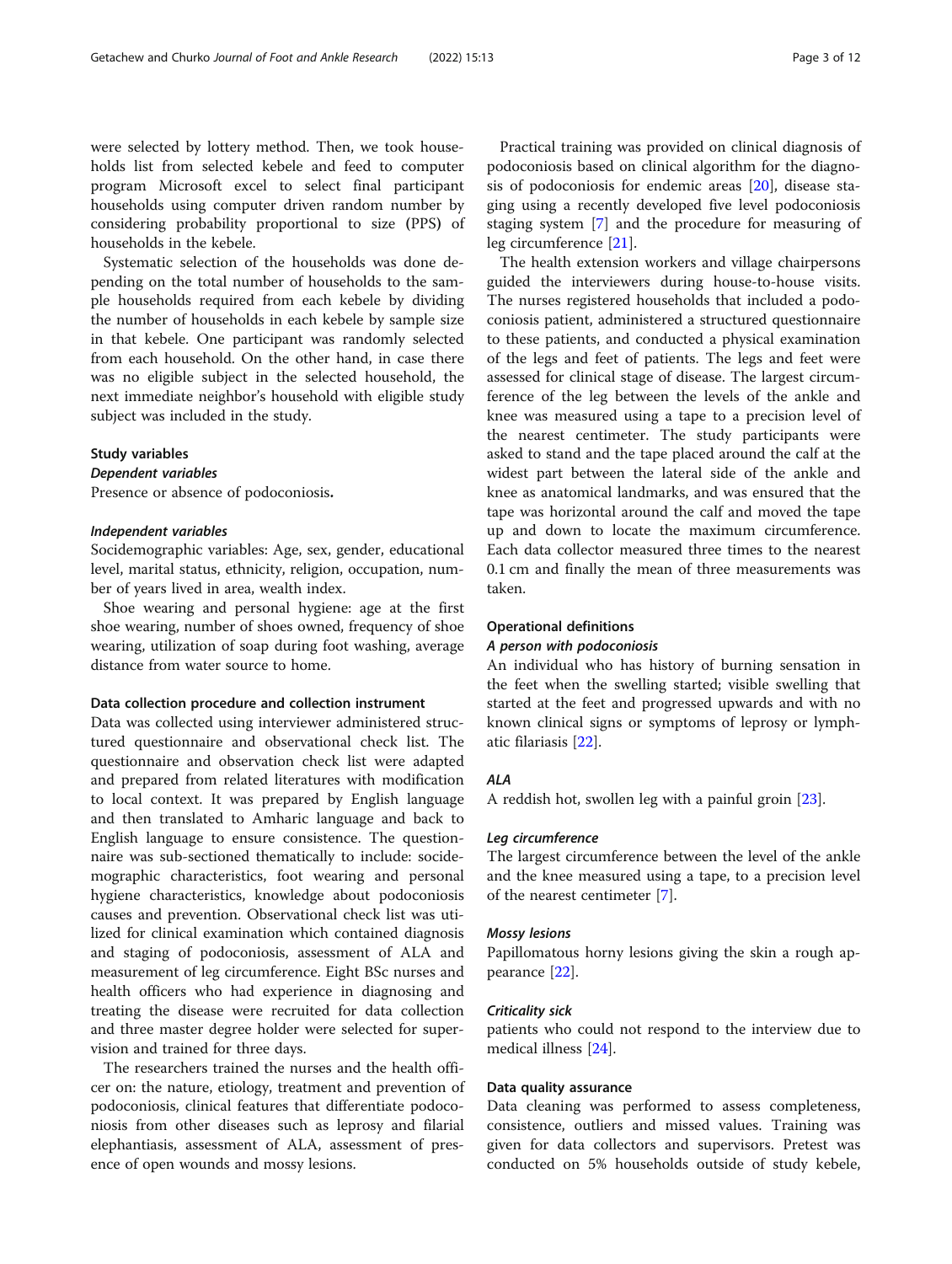were selected by lottery method. Then, we took households list from selected kebele and feed to computer program Microsoft excel to select final participant households using computer driven random number by considering probability proportional to size (PPS) of households in the kebele.

Systematic selection of the households was done depending on the total number of households to the sample households required from each kebele by dividing the number of households in each kebele by sample size in that kebele. One participant was randomly selected from each household. On the other hand, in case there was no eligible subject in the selected household, the next immediate neighbor's household with eligible study subject was included in the study.

### Study variables

#### *Dependent variables*

Presence or absence of podoconiosis**.**

#### *Independent variables*

Sociodemographic variables: Age, sex, gender, educational level, marital status, ethnicity, religion, occupation, number of years lived in area, wealth index.

Shoe wearing and personal hygiene: age at the first shoe wearing, number of shoes owned, frequency of shoe wearing, utilization of soap during foot washing, average distance from water source to home.

### Data collection procedure and collection instrument

Data was collected using interviewer administered structured questionnaire and observational check list. The questionnaire and observation check list were adapted and prepared from related literatures with modification to local context. It was prepared by English language and then translated to Amharic language and back to English language to ensure consistence. The questionnaire was sub-sectioned thematically to include: sociodemographic characteristics, foot wearing and personal hygiene characteristics, knowledge about podoconiosis causes and prevention. Observational check list was utilized for clinical examination which contained diagnosis and staging of podoconiosis, assessment of ALA and measurement of leg circumference. Eight BSc nurses and health officers who had experience in diagnosing and treating the disease were recruited for data collection and three master degree holder were selected for supervision and trained for three days.

The researchers trained the nurses and the health officer on: the nature, etiology, treatment and prevention of podoconiosis, clinical features that differentiate podoconiosis from other diseases such as leprosy and filarial elephantiasis, assessment of ALA, assessment of presence of open wounds and mossy lesions.

Practical training was provided on clinical diagnosis of podoconiosis based on clinical algorithm for the diagnosis of podoconiosis for endemic areas [20], disease staging using a recently developed five level podoconiosis staging system [7] and the procedure for measuring of leg circumference [21].

The health extension workers and village chairpersons guided the interviewers during house-to-house visits. The nurses registered households that included a podoconiosis patient, administered a structured questionnaire to these patients, and conducted a physical examination of the legs and feet of patients. The legs and feet were assessed for clinical stage of disease. The largest circumference of the leg between the levels of the ankle and knee was measured using a tape to a precision level of the nearest centimeter. The study participants were asked to stand and the tape placed around the calf at the widest part between the lateral side of the ankle and knee as anatomical landmarks, and was ensured that the tape was horizontal around the calf and moved the tape up and down to locate the maximum circumference. Each data collector measured three times to the nearest 0.1 cm and finally the mean of three measurements was taken.

### Operational definitions

#### *A person with podoconiosis*

An individual who has history of burning sensation in the feet when the swelling started; visible swelling that started at the feet and progressed upwards and with no known clinical signs or symptoms of leprosy or lymphatic filariasis [22].

#### *ALA*

A reddish hot, swollen leg with a painful groin [23].

#### *Leg circumference*

The largest circumference between the level of the ankle and the knee measured using a tape, to a precision level of the nearest centimeter [7].

#### *Mossy lesions*

Papillomatous horny lesions giving the skin a rough appearance [22].

#### *Criticality sick*

patients who could not respond to the interview due to medical illness [24].

### Data quality assurance

Data cleaning was performed to assess completeness, consistence, outliers and missed values. Training was given for data collectors and supervisors. Pretest was conducted on 5% households outside of study kebele,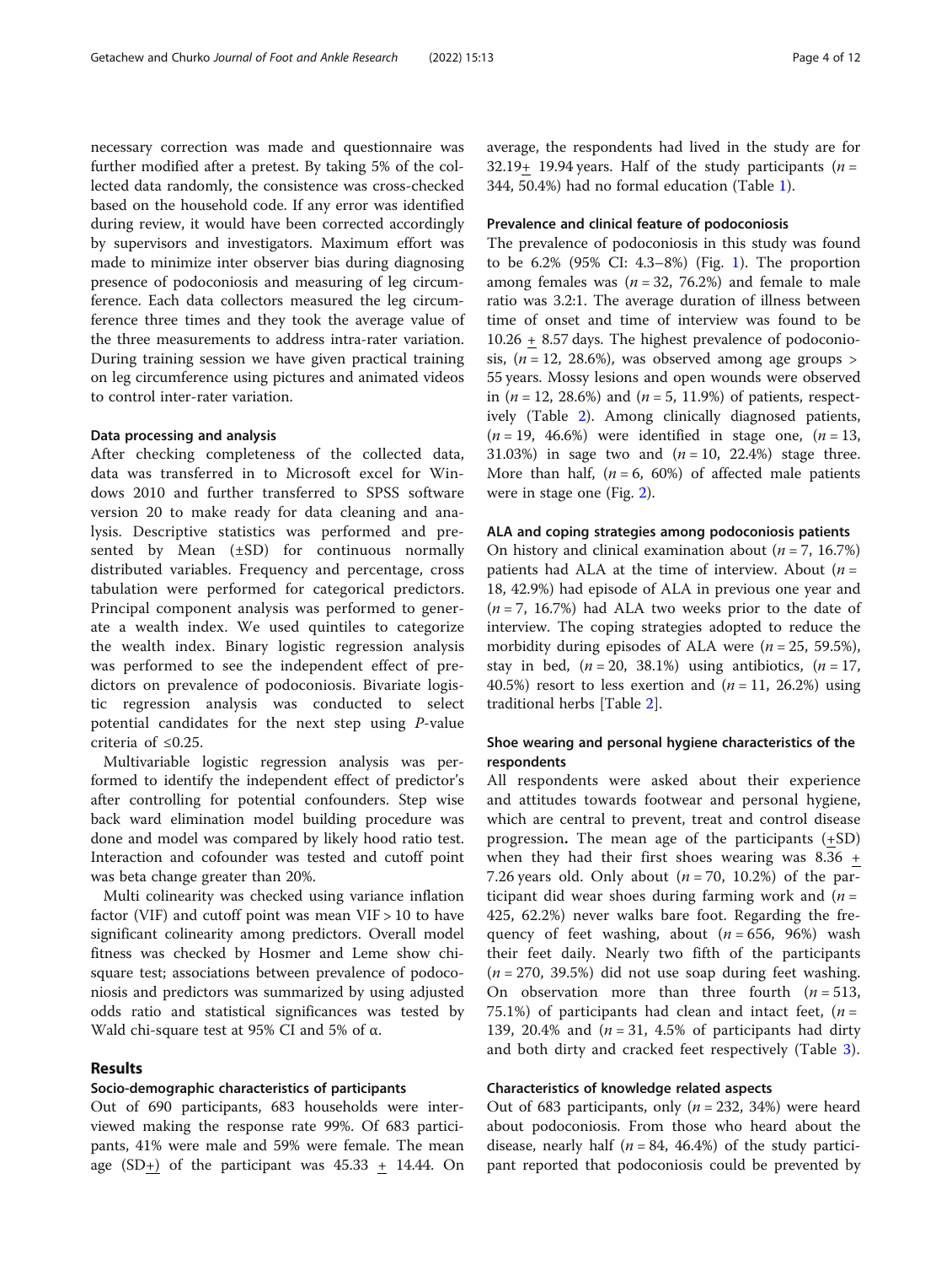necessary correction was made and questionnaire was further modified after a pretest. By taking 5% of the collected data randomly, the consistence was cross-checked based on the household code. If any error was identified during review, it would have been corrected accordingly by supervisors and investigators. Maximum effort was made to minimize inter observer bias during diagnosing presence of podoconiosis and measuring of leg circumference. Each data collectors measured the leg circumference three times and they took the average value of the three measurements to address intra-rater variation. During training session we have given practical training on leg circumference using pictures and animated videos to control inter-rater variation.

#### Data processing and analysis

After checking completeness of the collected data, data was transferred in to Microsoft excel for Windows 2010 and further transferred to SPSS software version 20 to make ready for data cleaning and analysis. Descriptive statistics was performed and presented by Mean (±SD) for continuous normally distributed variables. Frequency and percentage, cross tabulation were performed for categorical predictors. Principal component analysis was performed to generate a wealth index. We used quintiles to categorize the wealth index. Binary logistic regression analysis was performed to see the independent effect of predictors on prevalence of podoconiosis. Bivariate logistic regression analysis was conducted to select potential candidates for the next step using *P*-value criteria of ≤0.25.

Multivariable logistic regression analysis was performed to identify the independent effect of predictor's after controlling for potential confounders. Step wise back ward elimination model building procedure was done and model was compared by likely hood ratio test. Interaction and cofounder was tested and cutoff point was beta change greater than 20%.

Multi colinearity was checked using variance inflation factor (VIF) and cutoff point was mean VIF > 10 to have significant colinearity among predictors. Overall model fitness was checked by Hosmer and Leme show chi-square test; associations between prevalence of podoconiosis and predictors was summarized by using adjusted odds ratio and statistical significances was tested by Wald chi-square test at 95% CI and 5% of α.

## Results

#### Socio-demographic characteristics of participants

Out of 690 participants, 683 households were interviewed making the response rate 99%. Of 683 participants, 41% were male and 59% were female. The mean age (SD+) of the participant was 45.33 + 14.44. On average, the respondents had lived in the study are for 32.19+ 19.94 years. Half of the study participants (*n* = 344, 50.4%) had no formal education (Table 1).

#### Prevalence and clinical feature of podoconiosis

The prevalence of podoconiosis in this study was found to be 6.2% (95% CI: 4.3–8%) (Fig. 1). The proportion among females was (*n* = 32, 76.2%) and female to male ratio was 3.2:1. The average duration of illness between time of onset and time of interview was found to be 10.26 + 8.57 days. The highest prevalence of podoconiosis, (*n* = 12, 28.6%), was observed among age groups > 55 years. Mossy lesions and open wounds were observed in (*n* = 12, 28.6%) and (*n* = 5, 11.9%) of patients, respectively (Table 2). Among clinically diagnosed patients, (*n* = 19, 46.6%) were identified in stage one, (*n* = 13, 31.03%) in sage two and (*n* = 10, 22.4%) stage three. More than half, (*n* = 6, 60%) of affected male patients were in stage one (Fig. 2).

#### ALA and coping strategies among podoconiosis patients

On history and clinical examination about (*n* = 7, 16.7%) patients had ALA at the time of interview. About (*n* = 18, 42.9%) had episode of ALA in previous one year and (*n* = 7, 16.7%) had ALA two weeks prior to the date of interview. The coping strategies adopted to reduce the morbidity during episodes of ALA were (*n* = 25, 59.5%), stay in bed, (*n* = 20, 38.1%) using antibiotics, (*n* = 17, 40.5%) resort to less exertion and (*n* = 11, 26.2%) using traditional herbs [Table 2].

#### Shoe wearing and personal hygiene characteristics of the respondents

All respondents were asked about their experience and attitudes towards footwear and personal hygiene, which are central to prevent, treat and control disease progression. The mean age of the participants (+SD) when they had their first shoes wearing was 8.36 + 7.26 years old. Only about (*n* = 70, 10.2%) of the participant did wear shoes during farming work and (*n* = 425, 62.2%) never walks bare foot. Regarding the frequency of feet washing, about (*n* = 656, 96%) wash their feet daily. Nearly two fifth of the participants (*n* = 270, 39.5%) did not use soap during feet washing. On observation more than three fourth (*n* = 513, 75.1%) of participants had clean and intact feet, (*n* = 139, 20.4% and (*n* = 31, 4.5% of participants had dirty and both dirty and cracked feet respectively (Table 3).

#### Characteristics of knowledge related aspects

Out of 683 participants, only (*n* = 232, 34%) were heard about podoconiosis. From those who heard about the disease, nearly half (*n* = 84, 46.4%) of the study participant reported that podoconiosis could be prevented by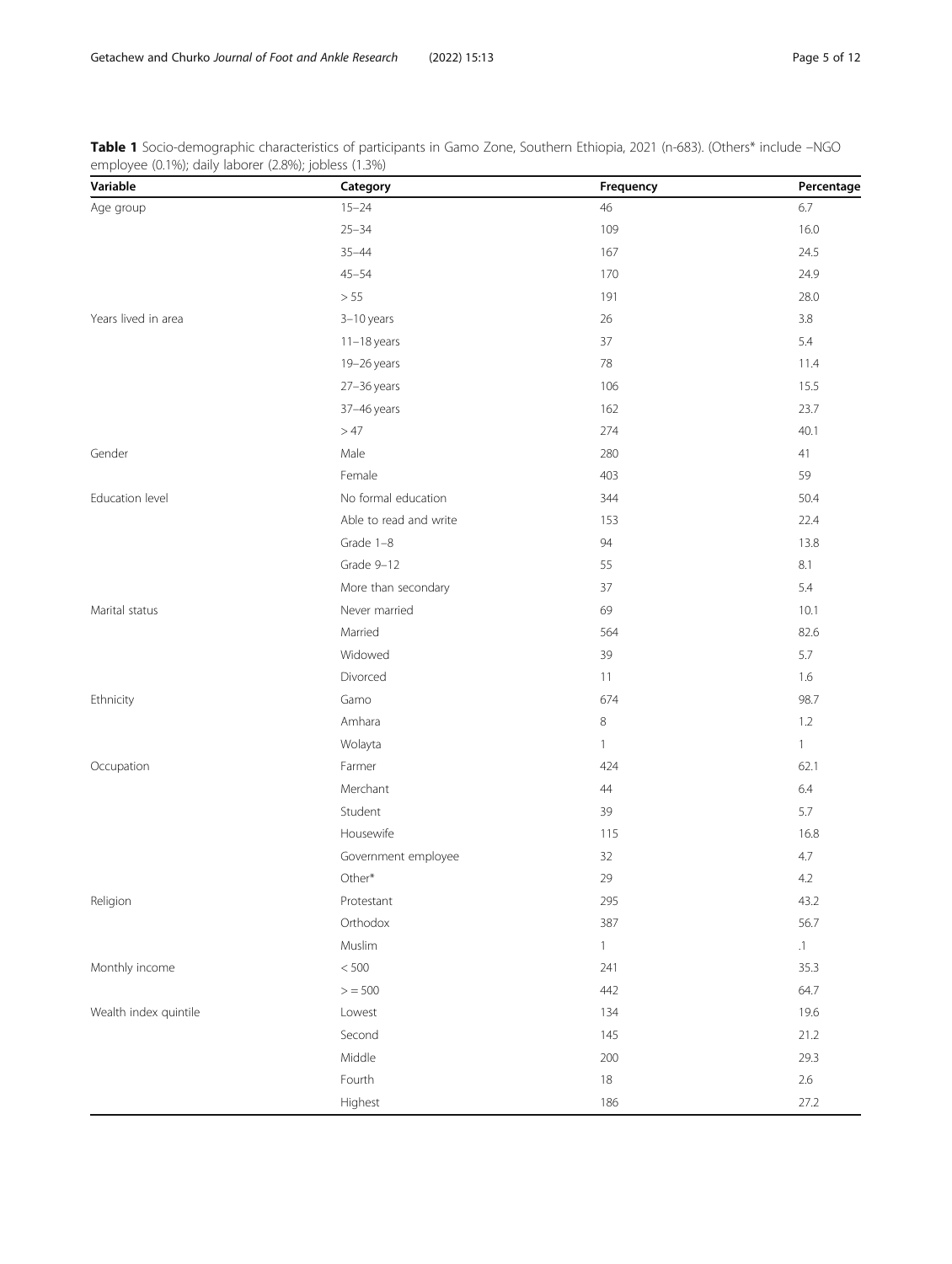**Table 1** Socio-demographic characteristics of participants in Gamo Zone, Southern Ethiopia, 2021 (n-683). (Others* include –NGO employee (0.1%); daily laborer (2.8%); jobless (1.3%)

| Variable | Category | Frequency | Percentage |
|---|---|---|---|
| Age group | 15–24 | 46 | 6.7 |
| | 25–34 | 109 | 16.0 |
| | 35–44 | 167 | 24.5 |
| | 45–54 | 170 | 24.9 |
| | > 55 | 191 | 28.0 |
| Years lived in area | 3–10 years | 26 | 3.8 |
| | 11–18 years | 37 | 5.4 |
| | 19–26 years | 78 | 11.4 |
| | 27–36 years | 106 | 15.5 |
| | 37–46 years | 162 | 23.7 |
| | > 47 | 274 | 40.1 |
| Gender | Male | 280 | 41 |
| | Female | 403 | 59 |
| Education level | No formal education | 344 | 50.4 |
| | Able to read and write | 153 | 22.4 |
| | Grade 1–8 | 94 | 13.8 |
| | Grade 9–12 | 55 | 8.1 |
| | More than secondary | 37 | 5.4 |
| Marital status | Never married | 69 | 10.1 |
| | Married | 564 | 82.6 |
| | Widowed | 39 | 5.7 |
| | Divorced | 11 | 1.6 |
| Ethnicity | Gamo | 674 | 98.7 |
| | Amhara | 8 | 1.2 |
| | Wolayta | 1 | 1 |
| Occupation | Farmer | 424 | 62.1 |
| | Merchant | 44 | 6.4 |
| | Student | 39 | 5.7 |
| | Housewife | 115 | 16.8 |
| | Government employee | 32 | 4.7 |
| | Other* | 29 | 4.2 |
| Religion | Protestant | 295 | 43.2 |
| | Orthodox | 387 | 56.7 |
| | Muslim | 1 | .1 |
| Monthly income | < 500 | 241 | 35.3 |
| | > = 500 | 442 | 64.7 |
| Wealth index quintile | Lowest | 134 | 19.6 |
| | Second | 145 | 21.2 |
| | Middle | 200 | 29.3 |
| | Fourth | 18 | 2.6 |
| | Highest | 186 | 27.2 |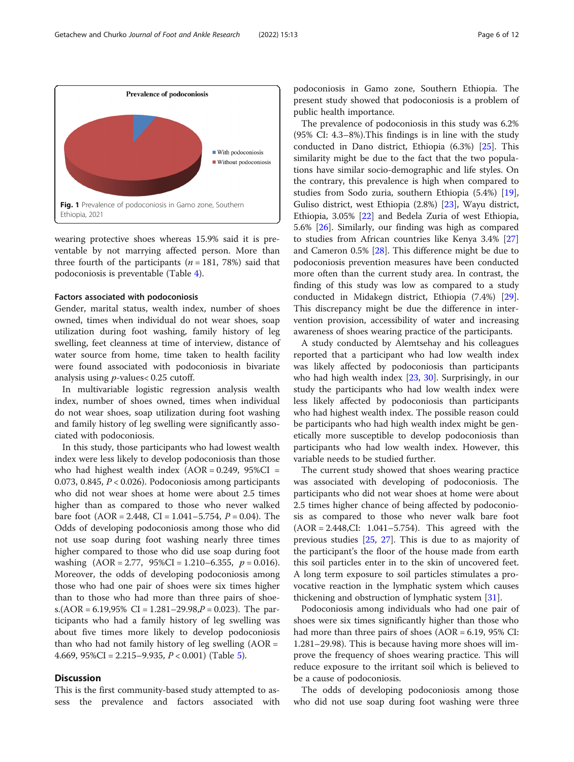Fig. 1 Prevalence of podoconiosis in Gamo zone, Southern Ethiopia, 2021

wearing protective shoes whereas 15.9% said it is preventable by not marrying affected person. More than three fourth of the participants ($n$ = 181, 78%) said that podoconiosis is preventable (Table 4).

#### Factors associated with podoconiosis

Gender, marital status, wealth index, number of shoes owned, times when individual do not wear shoes, soap utilization during foot washing, family history of leg swelling, feet cleanness at time of interview, distance of water source from home, time taken to health facility were found associated with podoconiosis in bivariate analysis using $p$-values< 0.25 cutoff.

In multivariable logistic regression analysis wealth index, number of shoes owned, times when individual do not wear shoes, soap utilization during foot washing and family history of leg swelling were significantly associated with podoconiosis.

In this study, those participants who had lowest wealth index were less likely to develop podoconiosis than those who had highest wealth index (AOR = 0.249, 95%CI = 0.073, 0.845, $P$ < 0.026). Podoconiosis among participants who did not wear shoes at home were about 2.5 times higher than as compared to those who never walked bare foot (AOR = 2.448, CI = 1.041–5.754, $P$ = 0.04). The Odds of developing podoconiosis among those who did not use soap during foot washing nearly three times higher compared to those who did use soap during foot washing (AOR = 2.77, 95%CI = 1.210–6.355, $p$ = 0.016). Moreover, the odds of developing podoconiosis among those who had one pair of shoes were six times higher than to those who had more than three pairs of shoes.(AOR = 6.19,95% CI = 1.281–29.98,$P$ = 0.023). The participants who had a family history of leg swelling was about five times more likely to develop podoconiosis than who had not family history of leg swelling (AOR = 4.669, 95%CI = 2.215–9.935, $P$ < 0.001) (Table 5).

## Discussion

This is the first community-based study attempted to assess the prevalence and factors associated with podoconiosis in Gamo zone, Southern Ethiopia. The present study showed that podoconiosis is a problem of public health importance.

The prevalence of podoconiosis in this study was 6.2% (95% CI: 4.3–8%).This findings is in line with the study conducted in Dano district, Ethiopia (6.3%) [25]. This similarity might be due to the fact that the two populations have similar socio-demographic and life styles. On the contrary, this prevalence is high when compared to studies from Sodo zuria, southern Ethiopia (5.4%) [19], Guliso district, west Ethiopia (2.8%) [23], Wayu district, Ethiopia, 3.05% [22] and Bedela Zuria of west Ethiopia, 5.6% [26]. Similarly, our finding was high as compared to studies from African countries like Kenya 3.4% [27] and Cameron 0.5% [28]. This difference might be due to podoconiosis prevention measures have been conducted more often than the current study area. In contrast, the finding of this study was low as compared to a study conducted in Midakegn district, Ethiopia (7.4%) [29]. This discrepancy might be due the difference in intervention provision, accessibility of water and increasing awareness of shoes wearing practice of the participants.

A study conducted by Alemtsehay and his colleagues reported that a participant who had low wealth index was likely affected by podoconiosis than participants who had high wealth index [23, 30]. Surprisingly, in our study the participants who had low wealth index were less likely affected by podoconiosis than participants who had highest wealth index. The possible reason could be participants who had high wealth index might be genetically more susceptible to develop podoconiosis than participants who had low wealth index. However, this variable needs to be studied further.

The current study showed that shoes wearing practice was associated with developing of podoconiosis. The participants who did not wear shoes at home were about 2.5 times higher chance of being affected by podoconiosis as compared to those who never walk bare foot (AOR = 2.448,CI: 1.041–5.754). This agreed with the previous studies [25, 27]. This is due to as majority of the participant's the floor of the house made from earth this soil particles enter in to the skin of uncovered feet. A long term exposure to soil particles stimulates a provocative reaction in the lymphatic system which causes thickening and obstruction of lymphatic system [31].

Podoconiosis among individuals who had one pair of shoes were six times significantly higher than those who had more than three pairs of shoes (AOR = 6.19, 95% CI: 1.281–29.98). This is because having more shoes will improve the frequency of shoes wearing practice. This will reduce exposure to the irritant soil which is believed to be a cause of podoconiosis.

The odds of developing podoconiosis among those who did not use soap during foot washing were three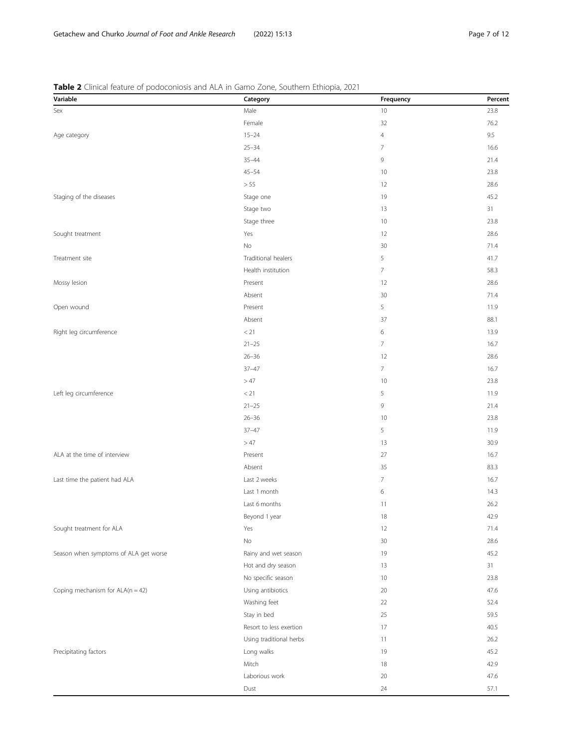**Table 2** Clinical feature of podoconiosis and ALA in Gamo Zone, Southern Ethiopia, 2021

| Variable | Category | Frequency | Percent |
|---|---|---|---|
| Sex | Male | 10 | 23.8 |
| | Female | 32 | 76.2 |
| Age category | 15–24 | 4 | 9.5 |
| | 25–34 | 7 | 16.6 |
| | 35–44 | 9 | 21.4 |
| | 45–54 | 10 | 23.8 |
| | > 55 | 12 | 28.6 |
| Staging of the diseases | Stage one | 19 | 45.2 |
| | Stage two | 13 | 31 |
| | Stage three | 10 | 23.8 |
| Sought treatment | Yes | 12 | 28.6 |
| | No | 30 | 71.4 |
| Treatment site | Traditional healers | 5 | 41.7 |
| | Health institution | 7 | 58.3 |
| Mossy lesion | Present | 12 | 28.6 |
| | Absent | 30 | 71.4 |
| Open wound | Present | 5 | 11.9 |
| | Absent | 37 | 88.1 |
| Right leg circumference | < 21 | 6 | 13.9 |
| | 21–25 | 7 | 16.7 |
| | 26–36 | 12 | 28.6 |
| | 37–47 | 7 | 16.7 |
| | > 47 | 10 | 23.8 |
| Left leg circumference | < 21 | 5 | 11.9 |
| | 21–25 | 9 | 21.4 |
| | 26–36 | 10 | 23.8 |
| | 37–47 | 5 | 11.9 |
| | > 47 | 13 | 30.9 |
| ALA at the time of interview | Present | 27 | 16.7 |
| | Absent | 35 | 83.3 |
| Last time the patient had ALA | Last 2 weeks | 7 | 16.7 |
| | Last 1 month | 6 | 14.3 |
| | Last 6 months | 11 | 26.2 |
| | Beyond 1 year | 18 | 42.9 |
| Sought treatment for ALA | Yes | 12 | 71.4 |
| | No | 30 | 28.6 |
| Season when symptoms of ALA get worse | Rainy and wet season | 19 | 45.2 |
| | Hot and dry season | 13 | 31 |
| | No specific season | 10 | 23.8 |
| Coping mechanism for ALA(n = 42) | Using antibiotics | 20 | 47.6 |
| | Washing feet | 22 | 52.4 |
| | Stay in bed | 25 | 59.5 |
| | Resort to less exertion | 17 | 40.5 |
| | Using traditional herbs | 11 | 26.2 |
| Precipitating factors | Long walks | 19 | 45.2 |
| | Mitch | 18 | 42.9 |
| | Laborious work | 20 | 47.6 |
| | Dust | 24 | 57.1 |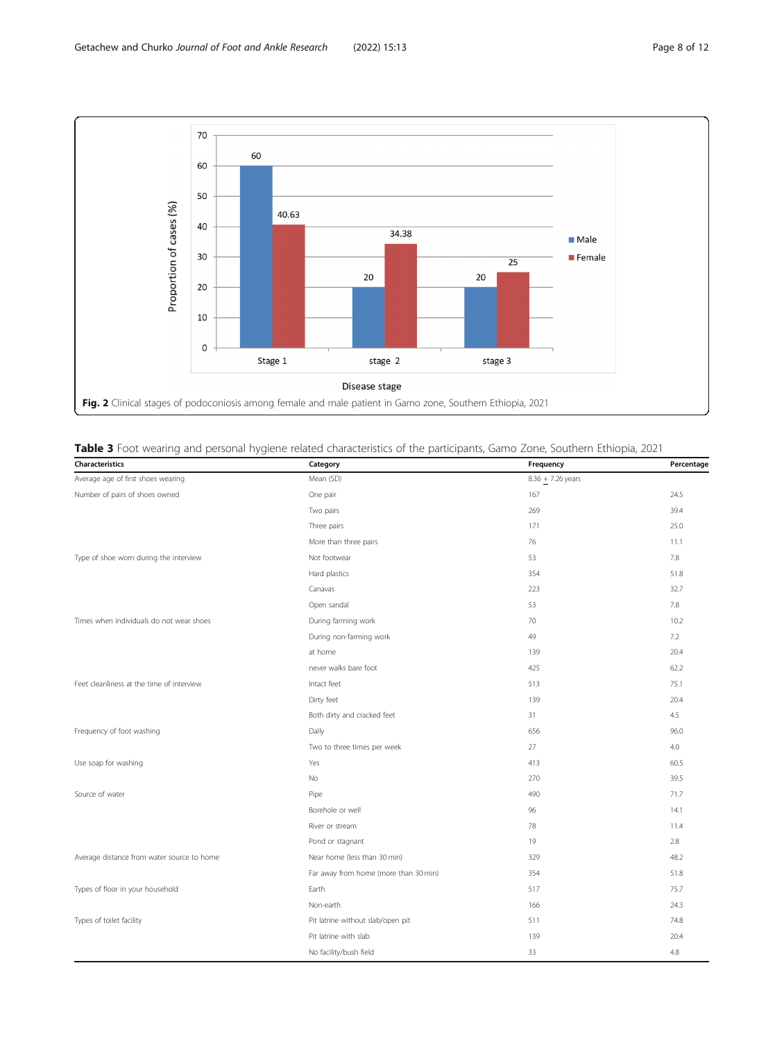**Fig. 2** Clinical stages of podoconiosis among female and male patient in Gamo zone, Southern Ethiopia, 2021

**Table 3** Foot wearing and personal hygiene related characteristics of the participants, Gamo Zone, Southern Ethiopia, 2021

| Characteristics | Category | Frequency | Percentage |
|---|---|---|---|
| Average age of first shoes wearing | Mean (SD) | 8.36 $\pm$ 7.26 years | |
| Number of pairs of shoes owned | One pair | 167 | 24.5 |
| | Two pairs | 269 | 39.4 |
| | Three pairs | 171 | 25.0 |
| | More than three pairs | 76 | 11.1 |
| Type of shoe worn during the interview | Not footwear | 53 | 7.8 |
| | Hard plastics | 354 | 51.8 |
| | Canavas | 223 | 32.7 |
| | Open sandal | 53 | 7.8 |
| Times when individuals do not wear shoes | During farming work | 70 | 10.2 |
| | During non-farming work | 49 | 7.2 |
| | at home | 139 | 20.4 |
| | never walks bare foot | 425 | 62.2 |
| Feet cleanliness at the time of interview | Intact feet | 513 | 75.1 |
| | Dirty feet | 139 | 20.4 |
| | Both dirty and cracked feet | 31 | 4.5 |
| Frequency of foot washing | Daily | 656 | 96.0 |
| | Two to three times per week | 27 | 4.0 |
| Use soap for washing | Yes | 413 | 60.5 |
| | No | 270 | 39.5 |
| Source of water | Pipe | 490 | 71.7 |
| | Borehole or well | 96 | 14.1 |
| | River or stream | 78 | 11.4 |
| | Pond or stagnant | 19 | 2.8 |
| Average distance from water source to home | Near home (less than 30 min) | 329 | 48.2 |
| | Far away from home (more than 30 min) | 354 | 51.8 |
| Types of floor in your household | Earth | 517 | 75.7 |
| | Non-earth | 166 | 24.3 |
| Types of toilet facility | Pit latrine without slab/open pit | 511 | 74.8 |
| | Pit latrine with slab | 139 | 20.4 |
| | No facility/bush field | 33 | 4.8 |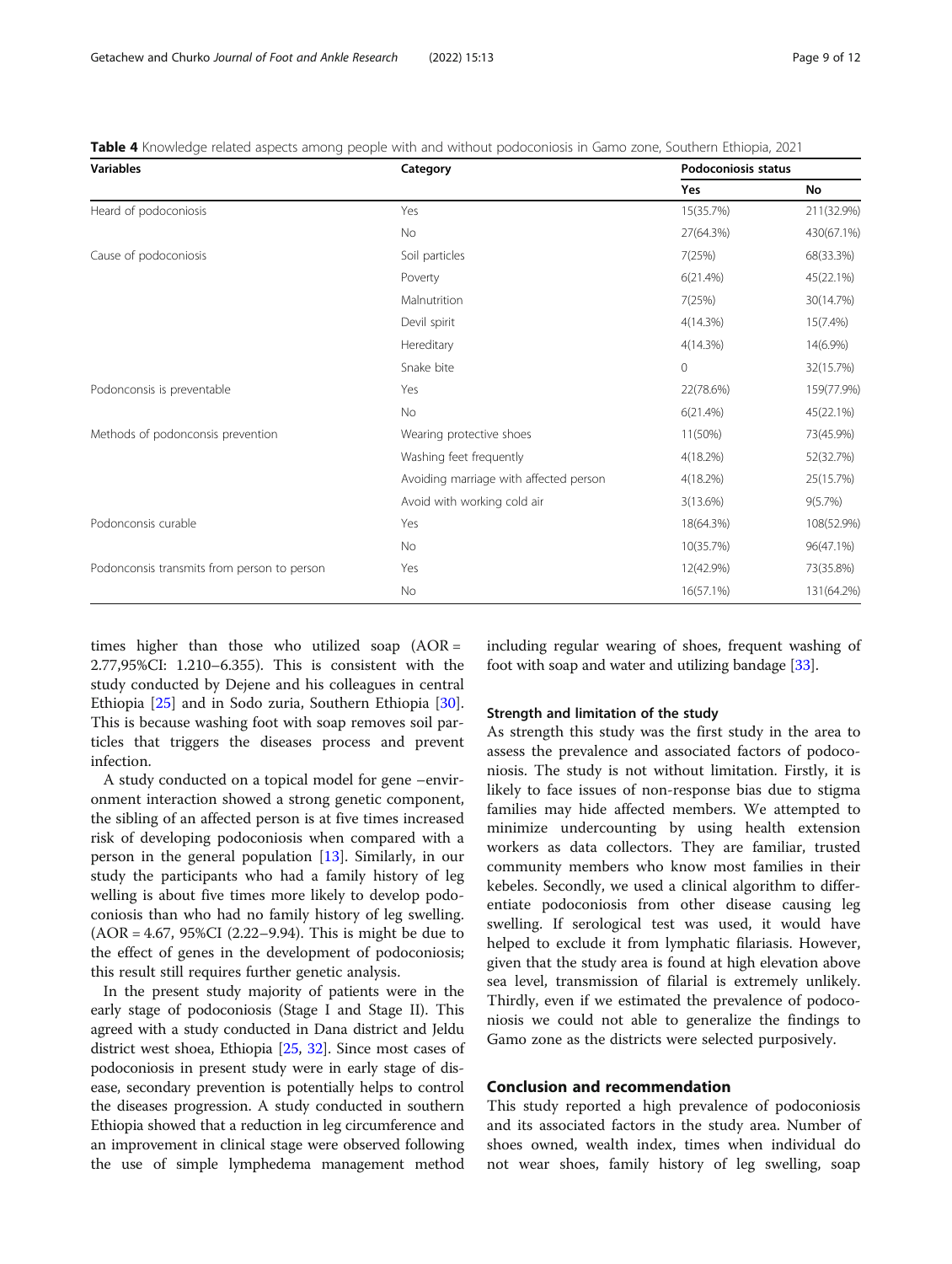**Table 4** Knowledge related aspects among people with and without podoconiosis in Gamo zone, Southern Ethiopia, 2021

| Variables | Category | Podoconiosis status | |
|---|---|---|---|
| | | Yes | No |
| Heard of podoconiosis | Yes | 15(35.7%) | 211(32.9%) |
| | No | 27(64.3%) | 430(67.1%) |
| Cause of podoconiosis | Soil particles | 7(25%) | 68(33.3%) |
| | Poverty | 6(21.4%) | 45(22.1%) |
| | Malnutrition | 7(25%) | 30(14.7%) |
| | Devil spirit | 4(14.3%) | 15(7.4%) |
| | Hereditary | 4(14.3%) | 14(6.9%) |
| | Snake bite | 0 | 32(15.7%) |
| Podonconsis is preventable | Yes | 22(78.6%) | 159(77.9%) |
| | No | 6(21.4%) | 45(22.1%) |
| Methods of podonconsis prevention | Wearing protective shoes | 11(50%) | 73(45.9%) |
| | Washing feet frequently | 4(18.2%) | 52(32.7%) |
| | Avoiding marriage with affected person | 4(18.2%) | 25(15.7%) |
| | Avoid with working cold air | 3(13.6%) | 9(5.7%) |
| Podonconsis curable | Yes | 18(64.3%) | 108(52.9%) |
| | No | 10(35.7%) | 96(47.1%) |
| Podonconsis transmits from person to person | Yes | 12(42.9%) | 73(35.8%) |
| | No | 16(57.1%) | 131(64.2%) |

times higher than those who utilized soap (AOR = 2.77,95%CI: 1.210–6.355). This is consistent with the study conducted by Dejene and his colleagues in central Ethiopia [25] and in Sodo zuria, Southern Ethiopia [30]. This is because washing foot with soap removes soil particles that triggers the diseases process and prevent infection.

A study conducted on a topical model for gene –environment interaction showed a strong genetic component, the sibling of an affected person is at five times increased risk of developing podoconiosis when compared with a person in the general population [13]. Similarly, in our study the participants who had a family history of leg welling is about five times more likely to develop podoconiosis than who had no family history of leg swelling. (AOR = 4.67, 95%CI (2.22–9.94). This is might be due to the effect of genes in the development of podoconiosis; this result still requires further genetic analysis.

In the present study majority of patients were in the early stage of podoconiosis (Stage I and Stage II). This agreed with a study conducted in Dana district and Jeldu district west shoea, Ethiopia [25, 32]. Since most cases of podoconiosis in present study were in early stage of disease, secondary prevention is potentially helps to control the diseases progression. A study conducted in southern Ethiopia showed that a reduction in leg circumference and an improvement in clinical stage were observed following the use of simple lymphedema management method including regular wearing of shoes, frequent washing of foot with soap and water and utilizing bandage [33].

### Strength and limitation of the study

As strength this study was the first study in the area to assess the prevalence and associated factors of podoconiosis. The study is not without limitation. Firstly, it is likely to face issues of non-response bias due to stigma families may hide affected members. We attempted to minimize undercounting by using health extension workers as data collectors. They are familiar, trusted community members who know most families in their kebeles. Secondly, we used a clinical algorithm to differentiate podoconiosis from other disease causing leg swelling. If serological test was used, it would have helped to exclude it from lymphatic filariasis. However, given that the study area is found at high elevation above sea level, transmission of filarial is extremely unlikely. Thirdly, even if we estimated the prevalence of podoconiosis we could not able to generalize the findings to Gamo zone as the districts were selected purposively.

## Conclusion and recommendation

This study reported a high prevalence of podoconiosis and its associated factors in the study area. Number of shoes owned, wealth index, times when individual do not wear shoes, family history of leg swelling, soap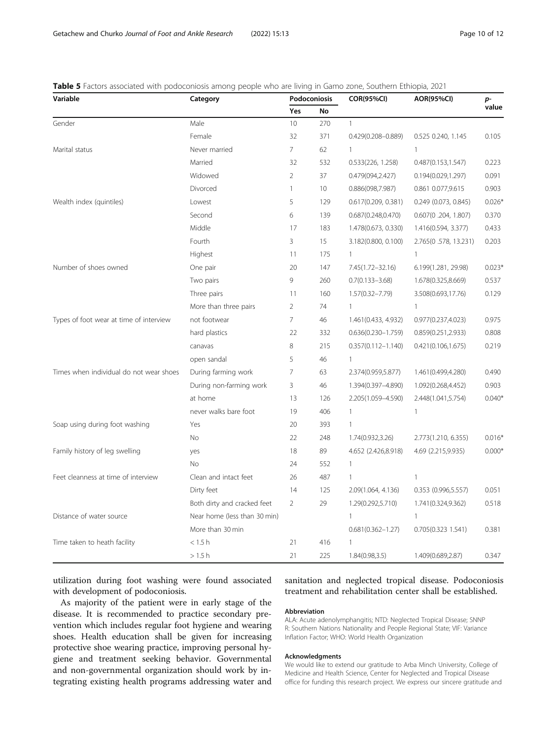**Table 5** Factors associated with podoconiosis among people who are living in Gamo zone, Southern Ethiopia, 2021

| Variable | Category | Podoconiosis | | COR(95%CI) | AOR(95%CI) | p-value |
|---|---|---|---|---|---|---|
| | | Yes | No | | | |
| Gender | Male | 10 | 270 | 1 | | |
| | Female | 32 | 371 | 0.429(0.208–0.889) | 0.525 0.240, 1.145 | 0.105 |
| Marital status | Never married | 7 | 62 | 1 | 1 | |
| | Married | 32 | 532 | 0.533(226, 1.258) | 0.487(0.153,1.547) | 0.223 |
| | Widowed | 2 | 37 | 0.479(094,2.427) | 0.194(0.029,1.297) | 0.091 |
| | Divorced | 1 | 10 | 0.886(098,7.987) | 0.861 0.077,9.615 | 0.903 |
| Wealth index (quintiles) | Lowest | 5 | 129 | 0.617(0.209, 0.381) | 0.249 (0.073, 0.845) | 0.026* |
| | Second | 6 | 139 | 0.687(0.248,0.470) | 0.607(0 .204, 1.807) | 0.370 |
| | Middle | 17 | 183 | 1.478(0.673, 0.330) | 1.416(0.594, 3.377) | 0.433 |
| | Fourth | 3 | 15 | 3.182(0.800, 0.100) | 2.765(0 .578, 13.231) | 0.203 |
| | Highest | 11 | 175 | 1 | 1 | |
| Number of shoes owned | One pair | 20 | 147 | 7.45(1.72–32.16) | 6.199(1.281, 29.98) | 0.023* |
| | Two pairs | 9 | 260 | 0.7(0.133–3.68) | 1.678(0.325,8.669) | 0.537 |
| | Three pairs | 11 | 160 | 1.57(0.32–7.79) | 3.508(0.693,17.76) | 0.129 |
| | More than three pairs | 2 | 74 | 1 | 1 | |
| Types of foot wear at time of interview | not footwear | 7 | 46 | 1.461(0.433, 4.932) | 0.977(0.237,4.023) | 0.975 |
| | hard plastics | 22 | 332 | 0.636(0.230–1.759) | 0.859(0.251,2.933) | 0.808 |
| | canavas | 8 | 215 | 0.357(0.112–1.140) | 0.421(0.106,1.675) | 0.219 |
| | open sandal | 5 | 46 | 1 | | |
| Times when individual do not wear shoes | During farming work | 7 | 63 | 2.374(0.959,5.877) | 1.461(0.499,4.280) | 0.490 |
| | During non-farming work | 3 | 46 | 1.394(0.397–4.890) | 1.092(0.268,4.452) | 0.903 |
| | at home | 13 | 126 | 2.205(1.059–4.590) | 2.448(1.041,5.754) | 0.040* |
| | never walks bare foot | 19 | 406 | 1 | 1 | |
| Soap using during foot washing | Yes | 20 | 393 | 1 | | |
| | No | 22 | 248 | 1.74(0.932,3.26) | 2.773(1.210, 6.355) | 0.016* |
| Family history of leg swelling | yes | 18 | 89 | 4.652 (2.426,8.918) | 4.69 (2.215,9.935) | 0.000* |
| | No | 24 | 552 | 1 | | |
| Feet cleanness at time of interview | Clean and intact feet | 26 | 487 | 1 | 1 | |
| | Dirty feet | 14 | 125 | 2.09(1.064, 4.136) | 0.353 (0.996,5.557) | 0.051 |
| | Both dirty and cracked feet | 2 | 29 | 1.29(0.292,5.710) | 1.741(0.324,9.362) | 0.518 |
| Distance of water source | Near home (less than 30 min) | | | 1 | 1 | |
| | More than 30 min | | | 0.681(0.362–1.27) | 0.705(0.323 1.541) | 0.381 |
| Time taken to heath facility | < 1.5 h | 21 | 416 | 1 | | |
| | > 1.5 h | 21 | 225 | 1.84(0.98,3.5) | 1.409(0.689,2.87) | 0.347 |

utilization during foot washing were found associated with development of podoconiosis.

As majority of the patient were in early stage of the disease. It is recommended to practice secondary prevention which includes regular foot hygiene and wearing shoes. Health education shall be given for increasing protective shoe wearing practice, improving personal hygiene and treatment seeking behavior. Governmental and non-governmental organization should work by integrating existing health programs addressing water and sanitation and neglected tropical disease. Podoconiosis treatment and rehabilitation center shall be established.

### Abbreviation

ALA: Acute adenolymphangitis; NTD: Neglected Tropical Disease; SNNP R: Southern Nations Nationality and People Regional State; VIF: Variance Inflation Factor; WHO: World Health Organization

### Acknowledgments

We would like to extend our gratitude to Arba Minch University, College of Medicine and Health Science, Center for Neglected and Tropical Disease office for funding this research project. We express our sincere gratitude and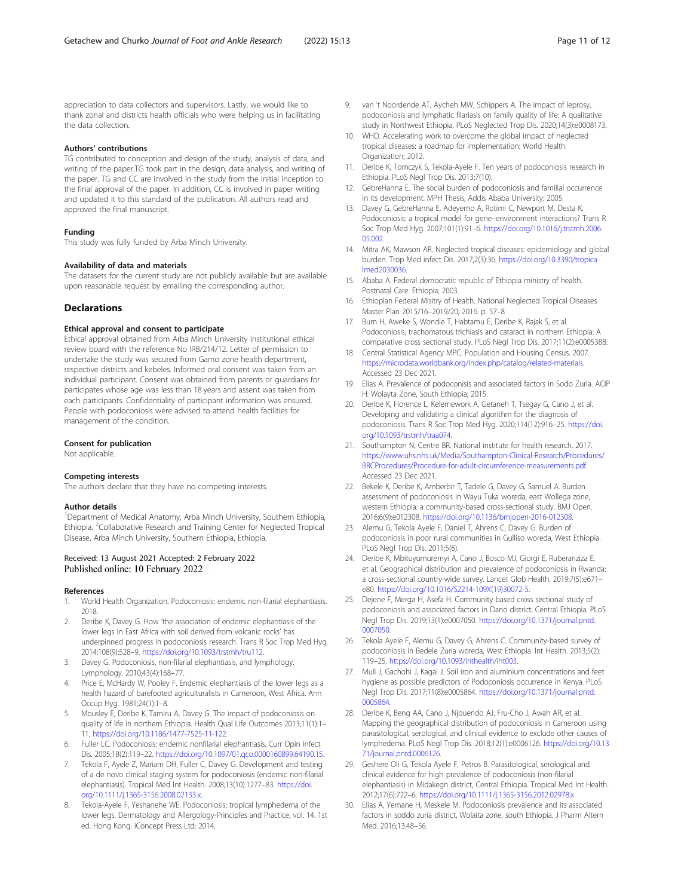appreciation to data collectors and supervisors. Lastly, we would like to thank zonal and districts health officials who were helping us in facilitating the data collection.

### Authors' contributions

TG contributed to conception and design of the study, analysis of data, and writing of the paper.TG took part in the design, data analysis, and writing of the paper. TG and CC are involved in the study from the initial inception to the final approval of the paper. In addition, CC is involved in paper writing and updated it to this standard of the publication. All authors read and approved the final manuscript.

### Funding

This study was fully funded by Arba Minch University.

### Availability of data and materials

The datasets for the current study are not publicly available but are available upon reasonable request by emailing the corresponding author.

## Declarations

### Ethical approval and consent to participate

Ethical approval obtained from Arba Minch University institutional ethical review board with the reference No IRB/214/12. Letter of permission to undertake the study was secured from Gamo zone health department, respective districts and kebeles. Informed oral consent was taken from an individual participant. Consent was obtained from parents or guardians for participates whose age was less than 18 years and assent was taken from each participants. Confidentiality of participant information was ensured. People with podoconiosis were advised to attend health facilities for management of the condition.

### Consent for publication

Not applicable.

### Competing interests

The authors declare that they have no competing interests.

### Author details

[1]Department of Medical Anatomy, Arba Minch University, Southern Ethiopia, Ethiopia. [2]Collaborative Research and Training Center for Neglected Tropical Disease, Arba Minch University, Southern Ethiopia, Ethiopia.

Received: 13 August 2021 Accepted: 2 February 2022
Published online: 10 February 2022

### References

1. World Health Organization. Podoconiosis: endemic non-filarial elephantiasis. 2018.
2. Deribe K, Davey G. How 'the association of endemic elephantiasis of the lower legs in East Africa with soil derived from volcanic rocks' has underpinned progress in podoconiosis research. Trans R Soc Trop Med Hyg. 2014;108(9):528–9. https://doi.org/10.1093/trstmh/tru112.
3. Davey G. Podoconiosis, non-filarial elephantiasis, and lymphology. Lymphology. 2010;43(4):168–77.
4. Price E, McHardy W, Pooley F. Endemic elephantiasis of the lower legs as a health hazard of barefooted agriculturalists in Cameroon, West Africa. Ann Occup Hyg. 1981;24(1):1–8.
5. Mousley E, Deribe K, Tamiru A, Davey G. The impact of podoconiosis on quality of life in northern Ethiopia. Health Qual Life Outcomes 2013;11(1):1–11, https://doi.org/10.1186/1477-7525-11-122.
6. Fuller LC. Podoconiosis: endemic nonfilarial elephantiasis. Curr Opin Infect Dis. 2005;18(2):119–22. https://doi.org/10.1097/01.qco.0000160899.64190.15.
7. Tekola F, Ayele Z, Mariam DH, Fuller C, Davey G. Development and testing of a de novo clinical staging system for podoconiosis (endemic non-filarial elephantiasis). Tropical Med Int Health. 2008;13(10):1277–83. https://doi.org/10.1111/j.1365-3156.2008.02133.x.
8. Tekola-Ayele F, Yeshanehe WE. Podoconiosis: tropical lymphedema of the lower legs. Dermatology and Allergology-Principles and Practice, vol. 14. 1st ed. Hong Kong: iConcept Press Ltd; 2014.
9. van 't Noordende AT, Aycheh MW, Schippers A. The impact of leprosy, podoconiosis and lymphatic filariasis on family quality of life: A qualitative study in Northwest Ethiopia. PLoS Neglected Trop Dis. 2020;14(3):e0008173.
10. WHO. Accelerating work to overcome the global impact of neglected tropical diseases: a roadmap for implementation: World Health Organization; 2012.
11. Deribe K, Tomczyk S, Tekola-Ayele F. Ten years of podoconiosis research in Ethiopia. PLoS Negl Trop Dis. 2013;7(10).
12. GebreHanna E. The social burden of podoconiosis and familial occurrence in its development. MPH Thesis, Addis Ababa University; 2005.
13. Davey G, GebreHanna E, Adeyemo A, Rotimi C, Newport M, Desta K. Podoconiosis: a tropical model for gene–environment interactions? Trans R Soc Trop Med Hyg. 2007;101(1):91–6. https://doi.org/10.1016/j.trstmh.2006.05.002.
14. Mitra AK, Mawson AR. Neglected tropical diseases: epidemiology and global burden. Trop Med infect Dis. 2017;2(3):36. https://doi.org/10.3390/tropicalmed2030036.
15. Ababa A. Federal democratic republic of Ethiopia ministry of health. Postnatal Care: Ethiopia; 2003.
16. Ethiopian Federal Misitry of Health. National Neglected Tropical Diseases Master Plan 2015/16–2019/20; 2016. p. 57–8.
17. Burn H, Aweke S, Wondie T, Habtamu E, Deribe K, Rajak S, et al. Podoconiosis, trachomatous trichiasis and cataract in northern Ethiopia: A comparative cross sectional study. PLoS Negl Trop Dis. 2017;11(2):e0005388.
18. Central Statistical Agency MPC. Population and Housing Census. 2007. https://microdata.worldbank.org/index.php/catalog/related-materials. Accessed 23 Dec 2021.
19. Elias A. Prevalence of podoconisis and associated factors in Sodo Zuria. ACIPH: Wolayta Zone, South Ethiopia; 2015.
20. Deribe K, Florence L, Kelemework A, Getaneh T, Tsegay G, Cano J, et al. Developing and validating a clinical algorithm for the diagnosis of podoconiosis. Trans R Soc Trop Med Hyg. 2020;114(12):916–25. https://doi.org/10.1093/trstmh/traa074.
21. Southampton N, Centre BR. National institute for health research. 2017. https://www.uhs.nhs.uk/Media/Southampton-Clinical-Research/Procedures/BRCProcedures/Procedure-for-adult-circumference-measurements.pdf. Accessed 23 Dec 2021.
22. Bekele K, Deribe K, Amberbir T, Tadele G, Davey G, Samuel A. Burden assessment of podoconiosis in Wayu Tuka woreda, east Wollega zone, western Ethiopia: a community-based cross-sectional study. BMJ Open. 2016;6(9):e012308. https://doi.org/10.1136/bmjopen-2016-012308.
23. Alemu G, Tekola Ayele F, Daniel T, Ahrens C, Davey G. Burden of podoconiosis in poor rural communities in Gulliso woreda, West Ethiopia. PLoS Negl Trop Dis. 2011;5(6).
24. Deribe K, Mbituyumuremyi A, Cano J, Bosco MJ, Giorgi E, Ruberanziza E, et al. Geographical distribution and prevalence of podoconiosis in Rwanda: a cross-sectional country-wide survey. Lancet Glob Health. 2019;7(5):e671–e80. https://doi.org/10.1016/S2214-109X(19)30072-5.
25. Dejene F, Merga H, Asefa H. Community based cross sectional study of podoconiosis and associated factors in Dano district, Central Ethiopia. PLoS Negl Trop Dis. 2019;13(1):e0007050. https://doi.org/10.1371/journal.pntd.0007050.
26. Tekola Ayele F, Alemu G, Davey G, Ahrens C. Community-based survey of podoconiosis in Bedele Zuria woreda, West Ethiopia. Int Health. 2013;5(2):119–25. https://doi.org/10.1093/inthealth/iht003.
27. Muli J, Gachohi J, Kagai J. Soil iron and aluminium concentrations and feet hygiene as possible predictors of Podoconiosis occurrence in Kenya. PLoS Negl Trop Dis. 2017;11(8):e0005864. https://doi.org/10.1371/journal.pntd.0005864.
28. Deribe K, Beng AA, Cano J, Njouendo AJ, Fru-Cho J, Awah AR, et al. Mapping the geographical distribution of podoconiosis in Cameroon using parasitological, serological, and clinical evidence to exclude other causes of lymphedema. PLoS Negl Trop Dis. 2018;12(1):e0006126. https://doi.org/10.1371/journal.pntd.0006126.
29. Geshere Oli G, Tekola Ayele F, Petros B. Parasitological, serological and clinical evidence for high prevalence of podoconiosis (non-filarial elephantiasis) in Midakegn district, Central Ethiopia. Tropical Med Int Health. 2012;17(6):722–6. https://doi.org/10.1111/j.1365-3156.2012.02978.x.
30. Elias A, Yemane H, Meskele M. Podoconiosis prevalence and its associated factors in soddo zuria district, Wolaita zone, south Ethiopia. J Pharm Altern Med. 2016;13:48–56.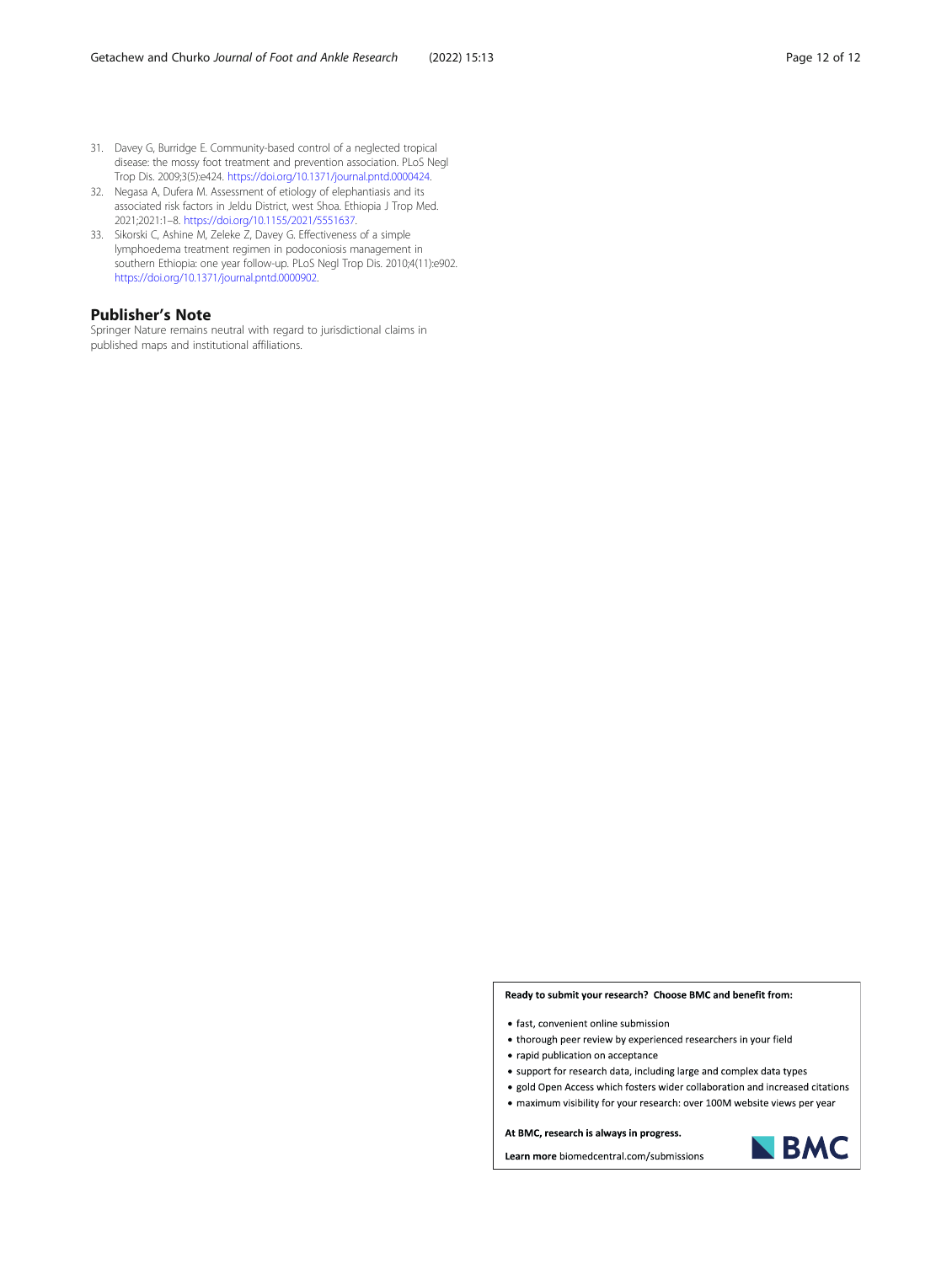31. Davey G, Burridge E. Community-based control of a neglected tropical disease: the mossy foot treatment and prevention association. PLoS Negl Trop Dis. 2009;3(5):e424. https://doi.org/10.1371/journal.pntd.0000424.
32. Negasa A, Dufera M. Assessment of etiology of elephantiasis and its associated risk factors in Jeldu District, west Shoa. Ethiopia J Trop Med. 2021;2021:1–8. https://doi.org/10.1155/2021/5551637.
33. Sikorski C, Ashine M, Zeleke Z, Davey G. Effectiveness of a simple lymphoedema treatment regimen in podoconiosis management in southern Ethiopia: one year follow-up. PLoS Negl Trop Dis. 2010;4(11):e902. https://doi.org/10.1371/journal.pntd.0000902.

## Publisher's Note

Springer Nature remains neutral with regard to jurisdictional claims in published maps and institutional affiliations.

**Ready to submit your research? Choose BMC and benefit from:**

- fast, convenient online submission
- thorough peer review by experienced researchers in your field
- rapid publication on acceptance
- support for research data, including large and complex data types
- gold Open Access which fosters wider collaboration and increased citations
- maximum visibility for your research: over 100M website views per year

**At BMC, research is always in progress.**

**Learn more** biomedcentral.com/submissions

BMC